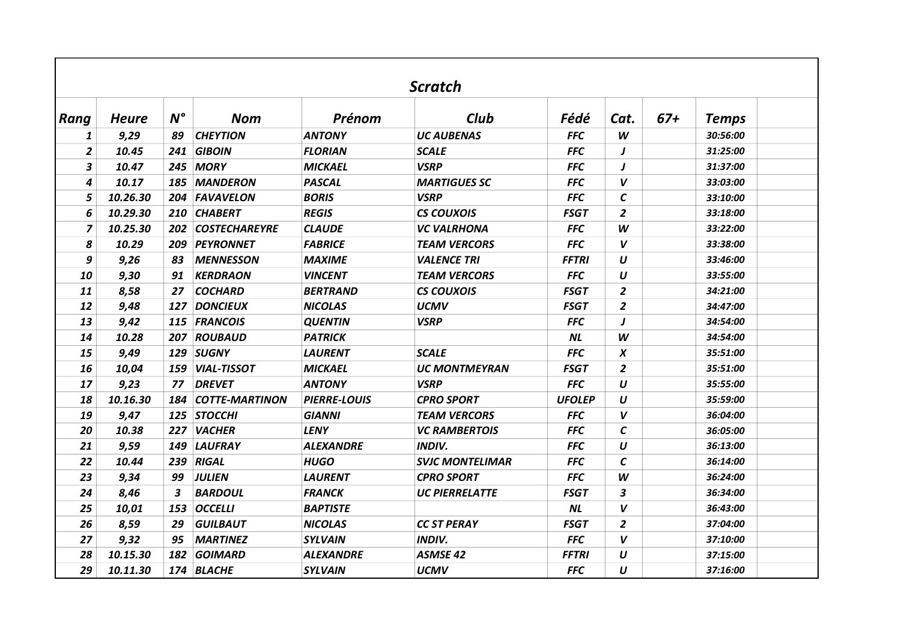# Scratch

| Rang | Heure | N° | Nom | Prénom | Club | Fédé | Cat. | 67+ | Temps | |
|---|---|---|---|---|---|---|---|---|---|---|
| 1 | 9,29 | 89 | CHEYTION | ANTONY | UC AUBENAS | FFC | W | | 30:56:00 | |
| 2 | 10.45 | 241 | GIBOIN | FLORIAN | SCALE | FFC | J | | 31:25:00 | |
| 3 | 10.47 | 245 | MORY | MICKAEL | VSRP | FFC | J | | 31:37:00 | |
| 4 | 10.17 | 185 | MANDERON | PASCAL | MARTIGUES SC | FFC | V | | 33:03:00 | |
| 5 | 10.26.30 | 204 | FAVAVELON | BORIS | VSRP | FFC | C | | 33:10:00 | |
| 6 | 10.29.30 | 210 | CHABERT | REGIS | CS COUXOIS | FSGT | 2 | | 33:18:00 | |
| 7 | 10.25.30 | 202 | COSTECHAREYRE | CLAUDE | VC VALRHONA | FFC | W | | 33:22:00 | |
| 8 | 10.29 | 209 | PEYRONNET | FABRICE | TEAM VERCORS | FFC | V | | 33:38:00 | |
| 9 | 9,26 | 83 | MENNESSON | MAXIME | VALENCE TRI | FFTRI | U | | 33:46:00 | |
| 10 | 9,30 | 91 | KERDRAON | VINCENT | TEAM VERCORS | FFC | U | | 33:55:00 | |
| 11 | 8,58 | 27 | COCHARD | BERTRAND | CS COUXOIS | FSGT | 2 | | 34:21:00 | |
| 12 | 9,48 | 127 | DONCIEUX | NICOLAS | UCMV | FSGT | 2 | | 34:47:00 | |
| 13 | 9,42 | 115 | FRANCOIS | QUENTIN | VSRP | FFC | J | | 34:54:00 | |
| 14 | 10.28 | 207 | ROUBAUD | PATRICK | | NL | W | | 34:54:00 | |
| 15 | 9,49 | 129 | SUGNY | LAURENT | SCALE | FFC | X | | 35:51:00 | |
| 16 | 10,04 | 159 | VIAL-TISSOT | MICKAEL | UC MONTMEYRAN | FSGT | 2 | | 35:51:00 | |
| 17 | 9,23 | 77 | DREVET | ANTONY | VSRP | FFC | U | | 35:55:00 | |
| 18 | 10.16.30 | 184 | COTTE-MARTINON | PIERRE-LOUIS | CPRO SPORT | UFOLEP | U | | 35:59:00 | |
| 19 | 9,47 | 125 | STOCCHI | GIANNI | TEAM VERCORS | FFC | V | | 36:04:00 | |
| 20 | 10.38 | 227 | VACHER | LENY | VC RAMBERTOIS | FFC | C | | 36:05:00 | |
| 21 | 9,59 | 149 | LAUFRAY | ALEXANDRE | INDIV. | FFC | U | | 36:13:00 | |
| 22 | 10.44 | 239 | RIGAL | HUGO | SVJC MONTELIMAR | FFC | C | | 36:14:00 | |
| 23 | 9,34 | 99 | JULIEN | LAURENT | CPRO SPORT | FFC | W | | 36:24:00 | |
| 24 | 8,46 | 3 | BARDOUL | FRANCK | UC PIERRELATTE | FSGT | 3 | | 36:34:00 | |
| 25 | 10,01 | 153 | OCCELLI | BAPTISTE | | NL | V | | 36:43:00 | |
| 26 | 8,59 | 29 | GUILBAUT | NICOLAS | CC ST PERAY | FSGT | 2 | | 37:04:00 | |
| 27 | 9,32 | 95 | MARTINEZ | SYLVAIN | INDIV. | FFC | V | | 37:10:00 | |
| 28 | 10.15.30 | 182 | GOIMARD | ALEXANDRE | ASMSE 42 | FFTRI | U | | 37:15:00 | |
| 29 | 10.11.30 | 174 | BLACHE | SYLVAIN | UCMV | FFC | U | | 37:16:00 | |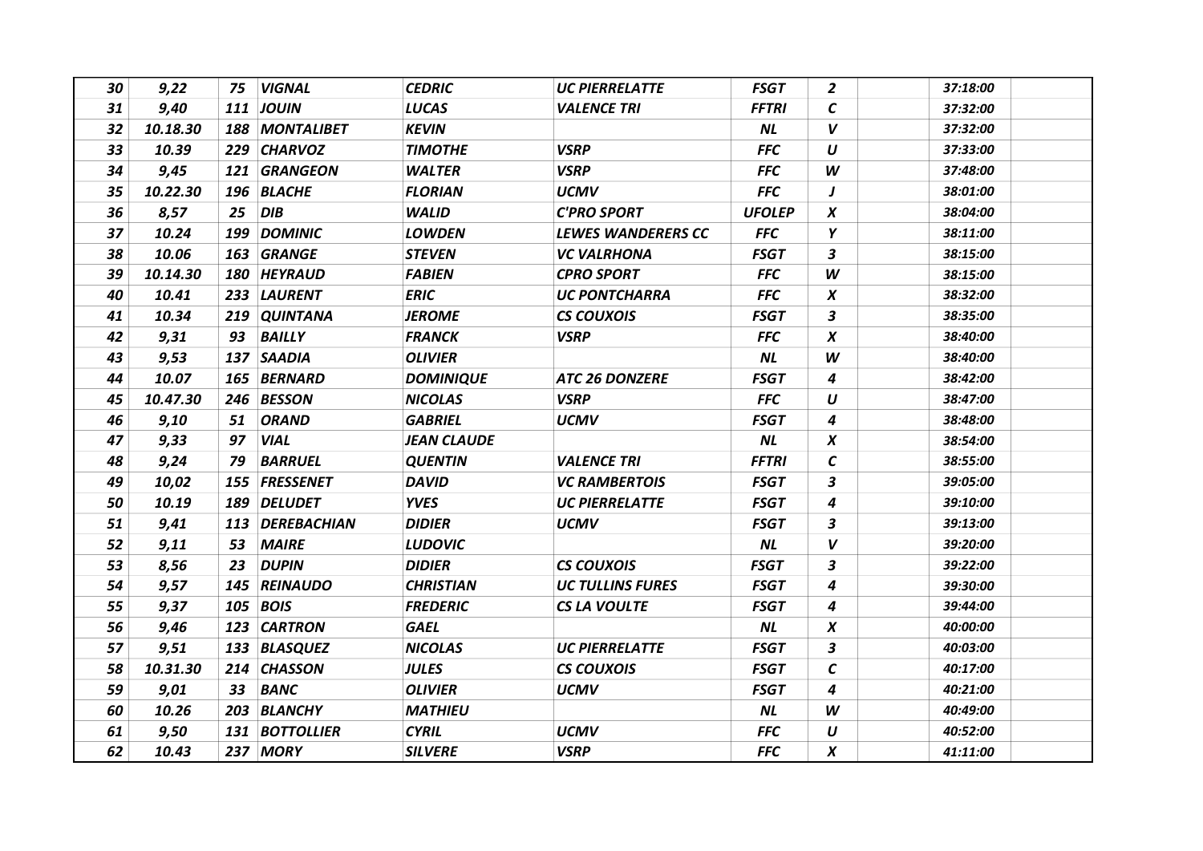| 30 | 9,22 | 75 | VIGNAL | CEDRIC | UC PIERRELATTE | FSGT | 2 | | 37:18:00 | |
|---|---|---|---|---|---|---|---|---|---|---|
| 31 | 9,40 | 111 | JOUIN | LUCAS | VALENCE TRI | FFTRI | C | | 37:32:00 | |
| 32 | 10.18.30 | 188 | MONTALIBET | KEVIN | | NL | V | | 37:32:00 | |
| 33 | 10.39 | 229 | CHARVOZ | TIMOTHE | VSRP | FFC | U | | 37:33:00 | |
| 34 | 9,45 | 121 | GRANGEON | WALTER | VSRP | FFC | W | | 37:48:00 | |
| 35 | 10.22.30 | 196 | BLACHE | FLORIAN | UCMV | FFC | J | | 38:01:00 | |
| 36 | 8,57 | 25 | DIB | WALID | C'PRO SPORT | UFOLEP | X | | 38:04:00 | |
| 37 | 10.24 | 199 | DOMINIC | LOWDEN | LEWES WANDERERS CC | FFC | Y | | 38:11:00 | |
| 38 | 10.06 | 163 | GRANGE | STEVEN | VC VALRHONA | FSGT | 3 | | 38:15:00 | |
| 39 | 10.14.30 | 180 | HEYRAUD | FABIEN | CPRO SPORT | FFC | W | | 38:15:00 | |
| 40 | 10.41 | 233 | LAURENT | ERIC | UC PONTCHARRA | FFC | X | | 38:32:00 | |
| 41 | 10.34 | 219 | QUINTANA | JEROME | CS COUXOIS | FSGT | 3 | | 38:35:00 | |
| 42 | 9,31 | 93 | BAILLY | FRANCK | VSRP | FFC | X | | 38:40:00 | |
| 43 | 9,53 | 137 | SAADIA | OLIVIER | | NL | W | | 38:40:00 | |
| 44 | 10.07 | 165 | BERNARD | DOMINIQUE | ATC 26 DONZERE | FSGT | 4 | | 38:42:00 | |
| 45 | 10.47.30 | 246 | BESSON | NICOLAS | VSRP | FFC | U | | 38:47:00 | |
| 46 | 9,10 | 51 | ORAND | GABRIEL | UCMV | FSGT | 4 | | 38:48:00 | |
| 47 | 9,33 | 97 | VIAL | JEAN CLAUDE | | NL | X | | 38:54:00 | |
| 48 | 9,24 | 79 | BARRUEL | QUENTIN | VALENCE TRI | FFTRI | C | | 38:55:00 | |
| 49 | 10,02 | 155 | FRESSENET | DAVID | VC RAMBERTOIS | FSGT | 3 | | 39:05:00 | |
| 50 | 10.19 | 189 | DELUDET | YVES | UC PIERRELATTE | FSGT | 4 | | 39:10:00 | |
| 51 | 9,41 | 113 | DEREBACHIAN | DIDIER | UCMV | FSGT | 3 | | 39:13:00 | |
| 52 | 9,11 | 53 | MAIRE | LUDOVIC | | NL | V | | 39:20:00 | |
| 53 | 8,56 | 23 | DUPIN | DIDIER | CS COUXOIS | FSGT | 3 | | 39:22:00 | |
| 54 | 9,57 | 145 | REINAUDO | CHRISTIAN | UC TULLINS FURES | FSGT | 4 | | 39:30:00 | |
| 55 | 9,37 | 105 | BOIS | FREDERIC | CS LA VOULTE | FSGT | 4 | | 39:44:00 | |
| 56 | 9,46 | 123 | CARTRON | GAEL | | NL | X | | 40:00:00 | |
| 57 | 9,51 | 133 | BLASQUEZ | NICOLAS | UC PIERRELATTE | FSGT | 3 | | 40:03:00 | |
| 58 | 10.31.30 | 214 | CHASSON | JULES | CS COUXOIS | FSGT | C | | 40:17:00 | |
| 59 | 9,01 | 33 | BANC | OLIVIER | UCMV | FSGT | 4 | | 40:21:00 | |
| 60 | 10.26 | 203 | BLANCHY | MATHIEU | | NL | W | | 40:49:00 | |
| 61 | 9,50 | 131 | BOTTOLLIER | CYRIL | UCMV | FFC | U | | 40:52:00 | |
| 62 | 10.43 | 237 | MORY | SILVERE | VSRP | FFC | X | | 41:11:00 | |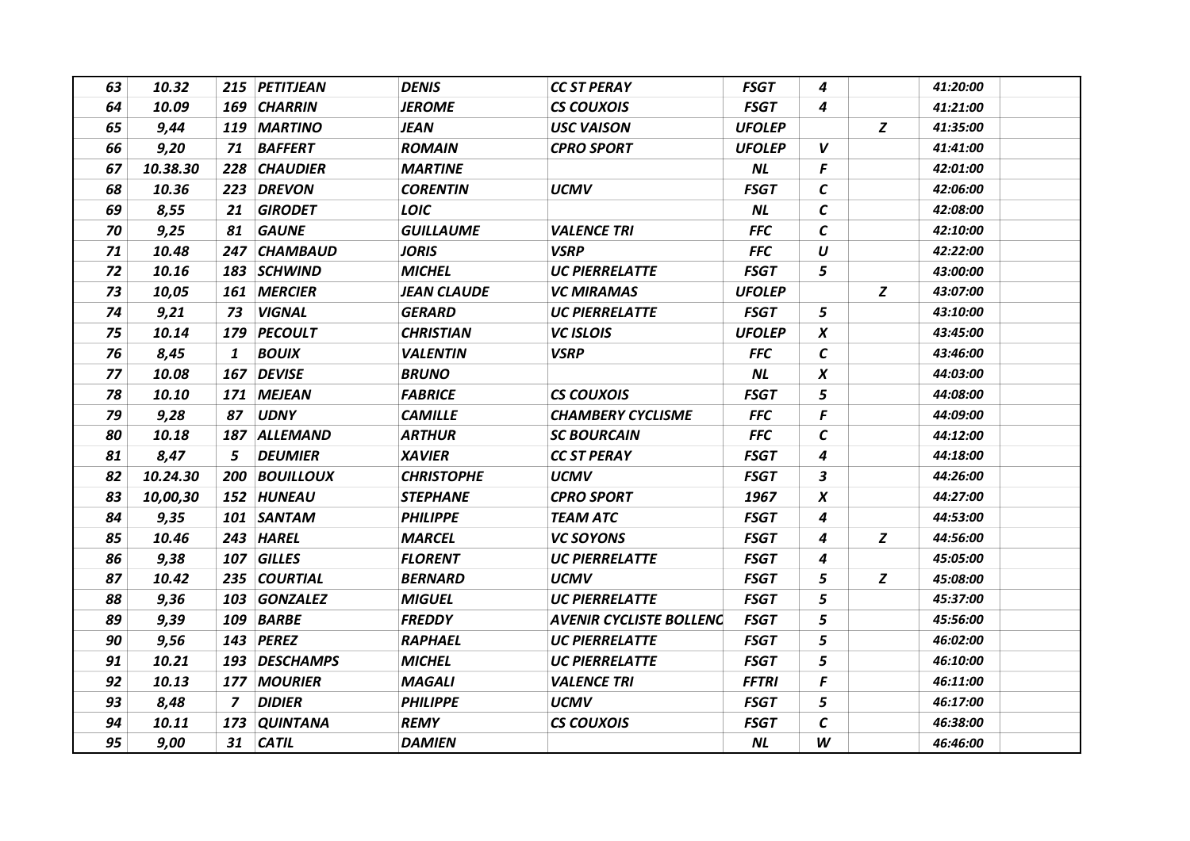| 63 | 10.32 | 215 | PETITJEAN | DENIS | CC ST PERAY | FSGT | 4 | | 41:20:00 | |
|---|---|---|---|---|---|---|---|---|---|---|
| 64 | 10.09 | 169 | CHARRIN | JEROME | CS COUXOIS | FSGT | 4 | | 41:21:00 | |
| 65 | 9,44 | 119 | MARTINO | JEAN | USC VAISON | UFOLEP | | Z | 41:35:00 | |
| 66 | 9,20 | 71 | BAFFERT | ROMAIN | CPRO SPORT | UFOLEP | V | | 41:41:00 | |
| 67 | 10.38.30 | 228 | CHAUDIER | MARTINE | | NL | F | | 42:01:00 | |
| 68 | 10.36 | 223 | DREVON | CORENTIN | UCMV | FSGT | C | | 42:06:00 | |
| 69 | 8,55 | 21 | GIRODET | LOIC | | NL | C | | 42:08:00 | |
| 70 | 9,25 | 81 | GAUNE | GUILLAUME | VALENCE TRI | FFC | C | | 42:10:00 | |
| 71 | 10.48 | 247 | CHAMBAUD | JORIS | VSRP | FFC | U | | 42:22:00 | |
| 72 | 10.16 | 183 | SCHWIND | MICHEL | UC PIERRELATTE | FSGT | 5 | | 43:00:00 | |
| 73 | 10,05 | 161 | MERCIER | JEAN CLAUDE | VC MIRAMAS | UFOLEP | | Z | 43:07:00 | |
| 74 | 9,21 | 73 | VIGNAL | GERARD | UC PIERRELATTE | FSGT | 5 | | 43:10:00 | |
| 75 | 10.14 | 179 | PECOULT | CHRISTIAN | VC ISLOIS | UFOLEP | X | | 43:45:00 | |
| 76 | 8,45 | 1 | BOUIX | VALENTIN | VSRP | FFC | C | | 43:46:00 | |
| 77 | 10.08 | 167 | DEVISE | BRUNO | | NL | X | | 44:03:00 | |
| 78 | 10.10 | 171 | MEJEAN | FABRICE | CS COUXOIS | FSGT | 5 | | 44:08:00 | |
| 79 | 9,28 | 87 | UDNY | CAMILLE | CHAMBERY CYCLISME | FFC | F | | 44:09:00 | |
| 80 | 10.18 | 187 | ALLEMAND | ARTHUR | SC BOURCAIN | FFC | C | | 44:12:00 | |
| 81 | 8,47 | 5 | DEUMIER | XAVIER | CC ST PERAY | FSGT | 4 | | 44:18:00 | |
| 82 | 10.24.30 | 200 | BOUILLOUX | CHRISTOPHE | UCMV | FSGT | 3 | | 44:26:00 | |
| 83 | 10,00,30 | 152 | HUNEAU | STEPHANE | CPRO SPORT | 1967 | X | | 44:27:00 | |
| 84 | 9,35 | 101 | SANTAM | PHILIPPE | TEAM ATC | FSGT | 4 | | 44:53:00 | |
| 85 | 10.46 | 243 | HAREL | MARCEL | VC SOYONS | FSGT | 4 | Z | 44:56:00 | |
| 86 | 9,38 | 107 | GILLES | FLORENT | UC PIERRELATTE | FSGT | 4 | | 45:05:00 | |
| 87 | 10.42 | 235 | COURTIAL | BERNARD | UCMV | FSGT | 5 | Z | 45:08:00 | |
| 88 | 9,36 | 103 | GONZALEZ | MIGUEL | UC PIERRELATTE | FSGT | 5 | | 45:37:00 | |
| 89 | 9,39 | 109 | BARBE | FREDDY | AVENIR CYCLISTE BOLLENC | FSGT | 5 | | 45:56:00 | |
| 90 | 9,56 | 143 | PEREZ | RAPHAEL | UC PIERRELATTE | FSGT | 5 | | 46:02:00 | |
| 91 | 10.21 | 193 | DESCHAMPS | MICHEL | UC PIERRELATTE | FSGT | 5 | | 46:10:00 | |
| 92 | 10.13 | 177 | MOURIER | MAGALI | VALENCE TRI | FFTRI | F | | 46:11:00 | |
| 93 | 8,48 | 7 | DIDIER | PHILIPPE | UCMV | FSGT | 5 | | 46:17:00 | |
| 94 | 10.11 | 173 | QUINTANA | REMY | CS COUXOIS | FSGT | C | | 46:38:00 | |
| 95 | 9,00 | 31 | CATIL | DAMIEN | | NL | W | | 46:46:00 | |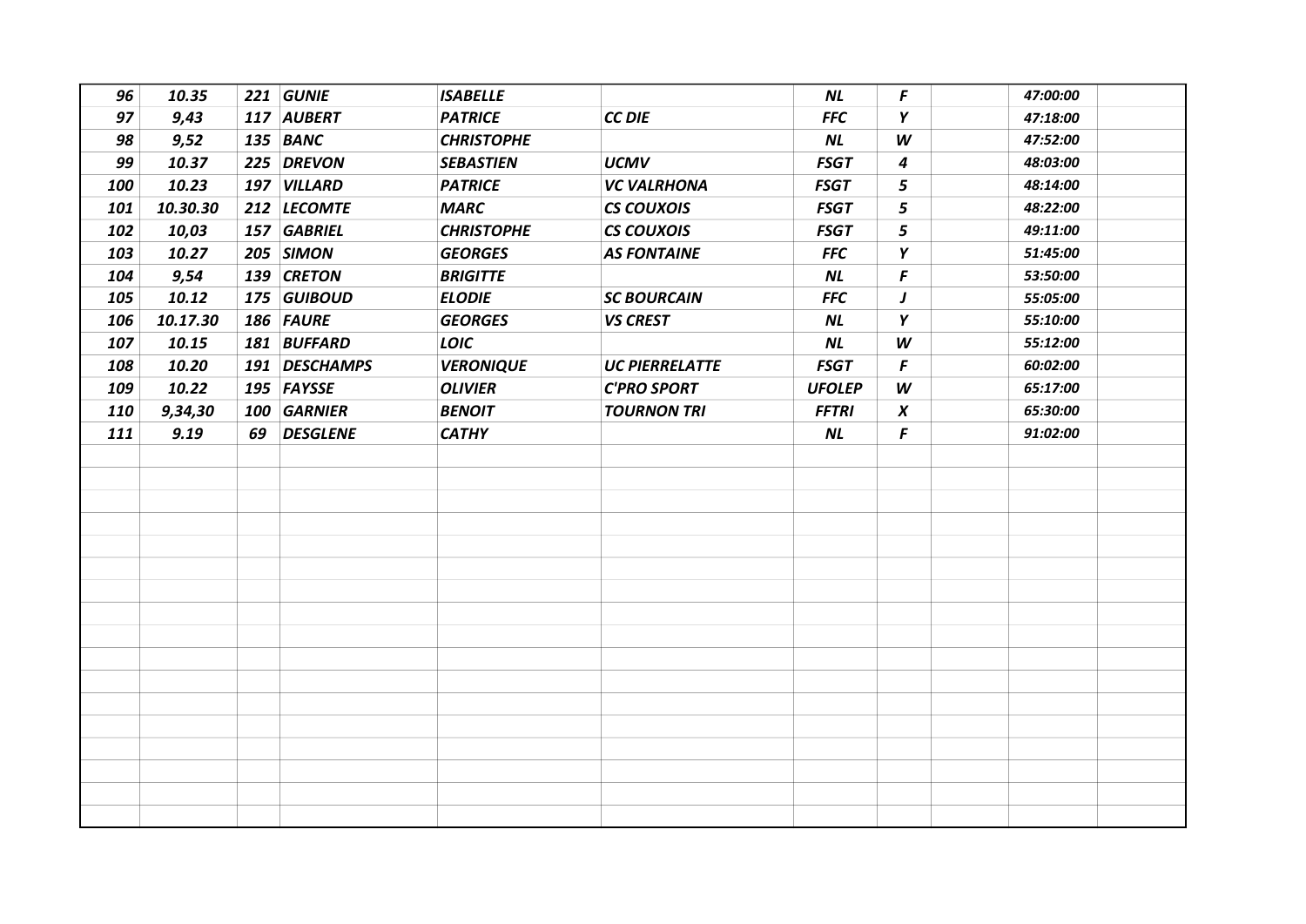| | | | | | | | | | | |
|---|---|---|---|---|---|---|---|---|---|---|
| ***96*** | ***10.35*** | ***221*** | ***GUNIE*** | ***ISABELLE*** | | ***NL*** | ***F*** | | ***47:00:00*** | |
| ***97*** | ***9,43*** | ***117*** | ***AUBERT*** | ***PATRICE*** | ***CC DIE*** | ***FFC*** | ***Y*** | | ***47:18:00*** | |
| ***98*** | ***9,52*** | ***135*** | ***BANC*** | ***CHRISTOPHE*** | | ***NL*** | ***W*** | | ***47:52:00*** | |
| ***99*** | ***10.37*** | ***225*** | ***DREVON*** | ***SEBASTIEN*** | ***UCMV*** | ***FSGT*** | ***4*** | | ***48:03:00*** | |
| ***100*** | ***10.23*** | ***197*** | ***VILLARD*** | ***PATRICE*** | ***VC VALRHONA*** | ***FSGT*** | ***5*** | | ***48:14:00*** | |
| ***101*** | ***10.30.30*** | ***212*** | ***LECOMTE*** | ***MARC*** | ***CS COUXOIS*** | ***FSGT*** | ***5*** | | ***48:22:00*** | |
| ***102*** | ***10,03*** | ***157*** | ***GABRIEL*** | ***CHRISTOPHE*** | ***CS COUXOIS*** | ***FSGT*** | ***5*** | | ***49:11:00*** | |
| ***103*** | ***10.27*** | ***205*** | ***SIMON*** | ***GEORGES*** | ***AS FONTAINE*** | ***FFC*** | ***Y*** | | ***51:45:00*** | |
| ***104*** | ***9,54*** | ***139*** | ***CRETON*** | ***BRIGITTE*** | | ***NL*** | ***F*** | | ***53:50:00*** | |
| ***105*** | ***10.12*** | ***175*** | ***GUIBOUD*** | ***ELODIE*** | ***SC BOURCAIN*** | ***FFC*** | ***J*** | | ***55:05:00*** | |
| ***106*** | ***10.17.30*** | ***186*** | ***FAURE*** | ***GEORGES*** | ***VS CREST*** | ***NL*** | ***Y*** | | ***55:10:00*** | |
| ***107*** | ***10.15*** | ***181*** | ***BUFFARD*** | ***LOIC*** | | ***NL*** | ***W*** | | ***55:12:00*** | |
| ***108*** | ***10.20*** | ***191*** | ***DESCHAMPS*** | ***VERONIQUE*** | ***UC PIERRELATTE*** | ***FSGT*** | ***F*** | | ***60:02:00*** | |
| ***109*** | ***10.22*** | ***195*** | ***FAYSSE*** | ***OLIVIER*** | ***C'PRO SPORT*** | ***UFOLEP*** | ***W*** | | ***65:17:00*** | |
| ***110*** | ***9,34,30*** | ***100*** | ***GARNIER*** | ***BENOIT*** | ***TOURNON TRI*** | ***FFTRI*** | ***X*** | | ***65:30:00*** | |
| ***111*** | ***9.19*** | ***69*** | ***DESGLENE*** | ***CATHY*** | | ***NL*** | ***F*** | | ***91:02:00*** | |